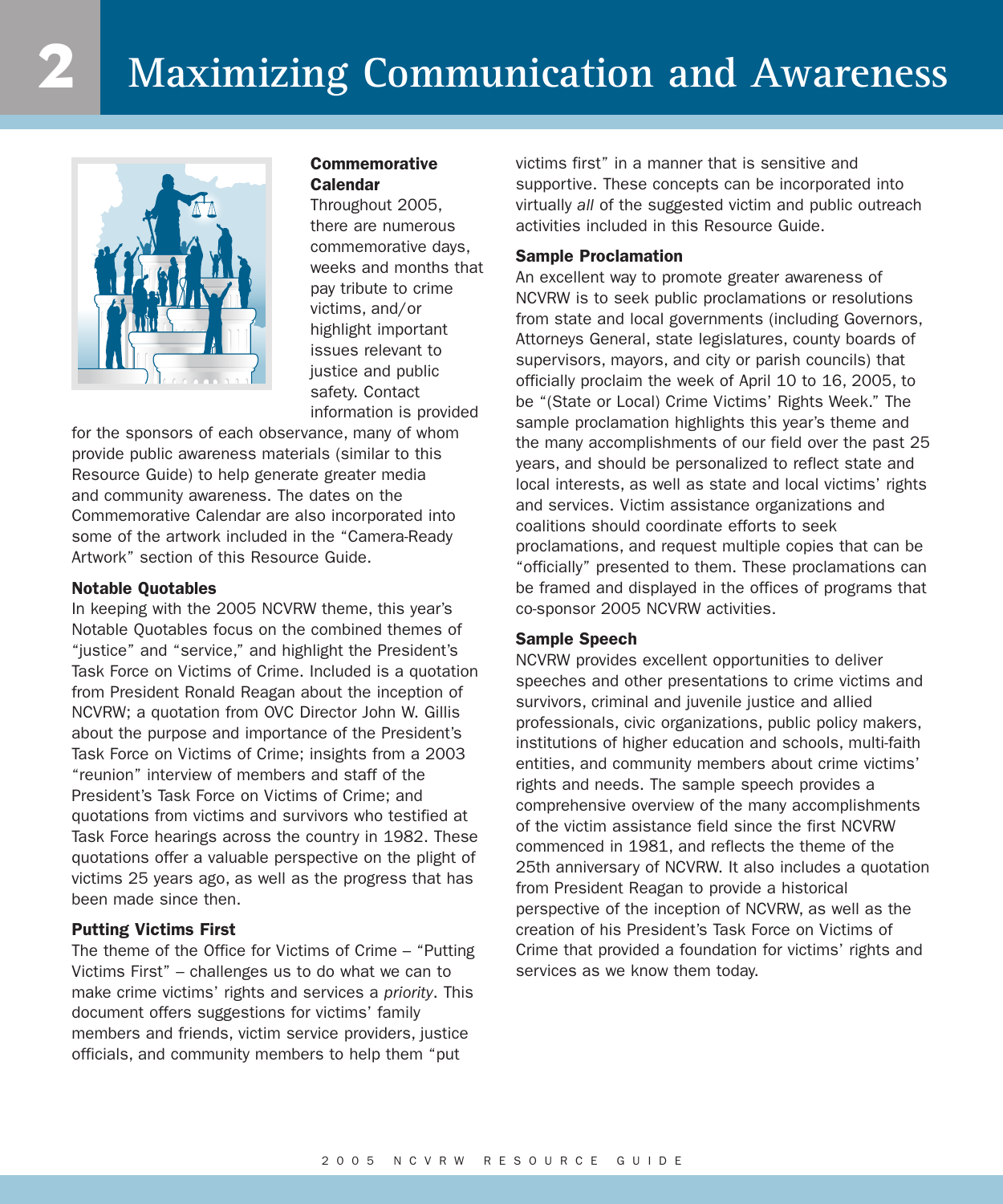# 2 Maximizing Communication and Awareness

### Commemorative Calendar

Throughout 2005, there are numerous commemorative days, weeks and months that pay tribute to crime victims, and/or highlight important issues relevant to justice and public safety. Contact information is provided for the sponsors of each observance, many of whom provide public awareness materials (similar to this Resource Guide) to help generate greater media and community awareness. The dates on the Commemorative Calendar are also incorporated into some of the artwork included in the "Camera-Ready Artwork" section of this Resource Guide.

### Notable Quotables

In keeping with the 2005 NCVRW theme, this year's Notable Quotables focus on the combined themes of "justice" and "service," and highlight the President's Task Force on Victims of Crime. Included is a quotation from President Ronald Reagan about the inception of NCVRW; a quotation from OVC Director John W. Gillis about the purpose and importance of the President's Task Force on Victims of Crime; insights from a 2003 "reunion" interview of members and staff of the President's Task Force on Victims of Crime; and quotations from victims and survivors who testified at Task Force hearings across the country in 1982. These quotations offer a valuable perspective on the plight of victims 25 years ago, as well as the progress that has been made since then.

### Putting Victims First

The theme of the Office for Victims of Crime – "Putting Victims First" – challenges us to do what we can to make crime victims' rights and services a *priority*. This document offers suggestions for victims' family members and friends, victim service providers, justice officials, and community members to help them "put victims first" in a manner that is sensitive and supportive. These concepts can be incorporated into virtually *all* of the suggested victim and public outreach activities included in this Resource Guide.

### Sample Proclamation

An excellent way to promote greater awareness of NCVRW is to seek public proclamations or resolutions from state and local governments (including Governors, Attorneys General, state legislatures, county boards of supervisors, mayors, and city or parish councils) that officially proclaim the week of April 10 to 16, 2005, to be "(State or Local) Crime Victims' Rights Week." The sample proclamation highlights this year's theme and the many accomplishments of our field over the past 25 years, and should be personalized to reflect state and local interests, as well as state and local victims' rights and services. Victim assistance organizations and coalitions should coordinate efforts to seek proclamations, and request multiple copies that can be "officially" presented to them. These proclamations can be framed and displayed in the offices of programs that co-sponsor 2005 NCVRW activities.

### Sample Speech

NCVRW provides excellent opportunities to deliver speeches and other presentations to crime victims and survivors, criminal and juvenile justice and allied professionals, civic organizations, public policy makers, institutions of higher education and schools, multi-faith entities, and community members about crime victims' rights and needs. The sample speech provides a comprehensive overview of the many accomplishments of the victim assistance field since the first NCVRW commenced in 1981, and reflects the theme of the 25th anniversary of NCVRW. It also includes a quotation from President Reagan to provide a historical perspective of the inception of NCVRW, as well as the creation of his President's Task Force on Victims of Crime that provided a foundation for victims' rights and services as we know them today.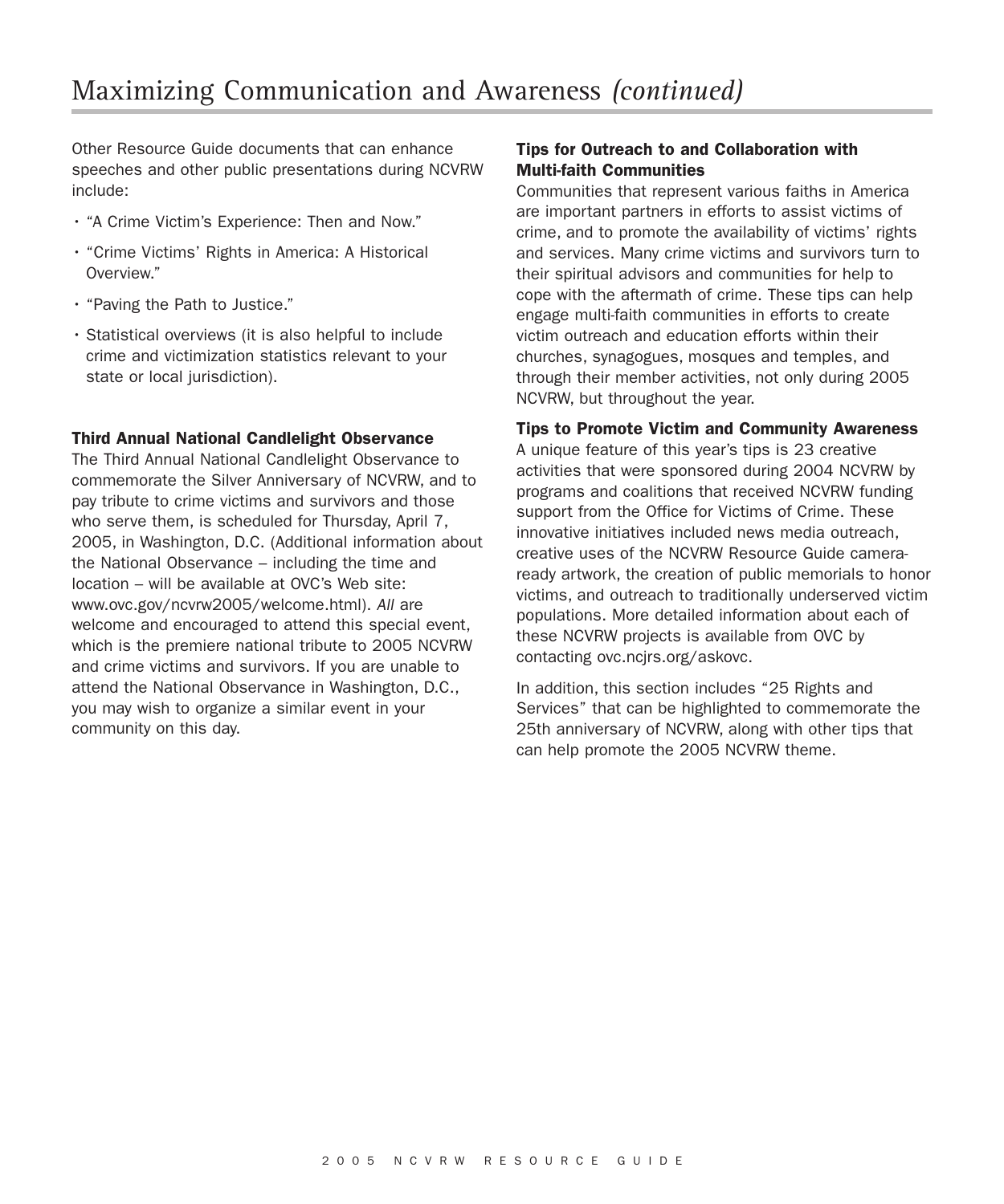# Maximizing Communication and Awareness *(continued)*

Other Resource Guide documents that can enhance speeches and other public presentations during NCVRW include:

- "A Crime Victim's Experience: Then and Now."
- "Crime Victims' Rights in America: A Historical Overview."
- "Paving the Path to Justice."
- Statistical overviews (it is also helpful to include crime and victimization statistics relevant to your state or local jurisdiction).

**Third Annual National Candlelight Observance**

The Third Annual National Candlelight Observance to commemorate the Silver Anniversary of NCVRW, and to pay tribute to crime victims and survivors and those who serve them, is scheduled for Thursday, April 7, 2005, in Washington, D.C. (Additional information about the National Observance – including the time and location – will be available at OVC's Web site: www.ovc.gov/ncvrw2005/welcome.html). *All* are welcome and encouraged to attend this special event, which is the premiere national tribute to 2005 NCVRW and crime victims and survivors. If you are unable to attend the National Observance in Washington, D.C., you may wish to organize a similar event in your community on this day.

**Tips for Outreach to and Collaboration with Multi-faith Communities**

Communities that represent various faiths in America are important partners in efforts to assist victims of crime, and to promote the availability of victims' rights and services. Many crime victims and survivors turn to their spiritual advisors and communities for help to cope with the aftermath of crime. These tips can help engage multi-faith communities in efforts to create victim outreach and education efforts within their churches, synagogues, mosques and temples, and through their member activities, not only during 2005 NCVRW, but throughout the year.

**Tips to Promote Victim and Community Awareness**

A unique feature of this year's tips is 23 creative activities that were sponsored during 2004 NCVRW by programs and coalitions that received NCVRW funding support from the Office for Victims of Crime. These innovative initiatives included news media outreach, creative uses of the NCVRW Resource Guide camera-ready artwork, the creation of public memorials to honor victims, and outreach to traditionally underserved victim populations. More detailed information about each of these NCVRW projects is available from OVC by contacting ovc.ncjrs.org/askovc.

In addition, this section includes "25 Rights and Services" that can be highlighted to commemorate the 25th anniversary of NCVRW, along with other tips that can help promote the 2005 NCVRW theme.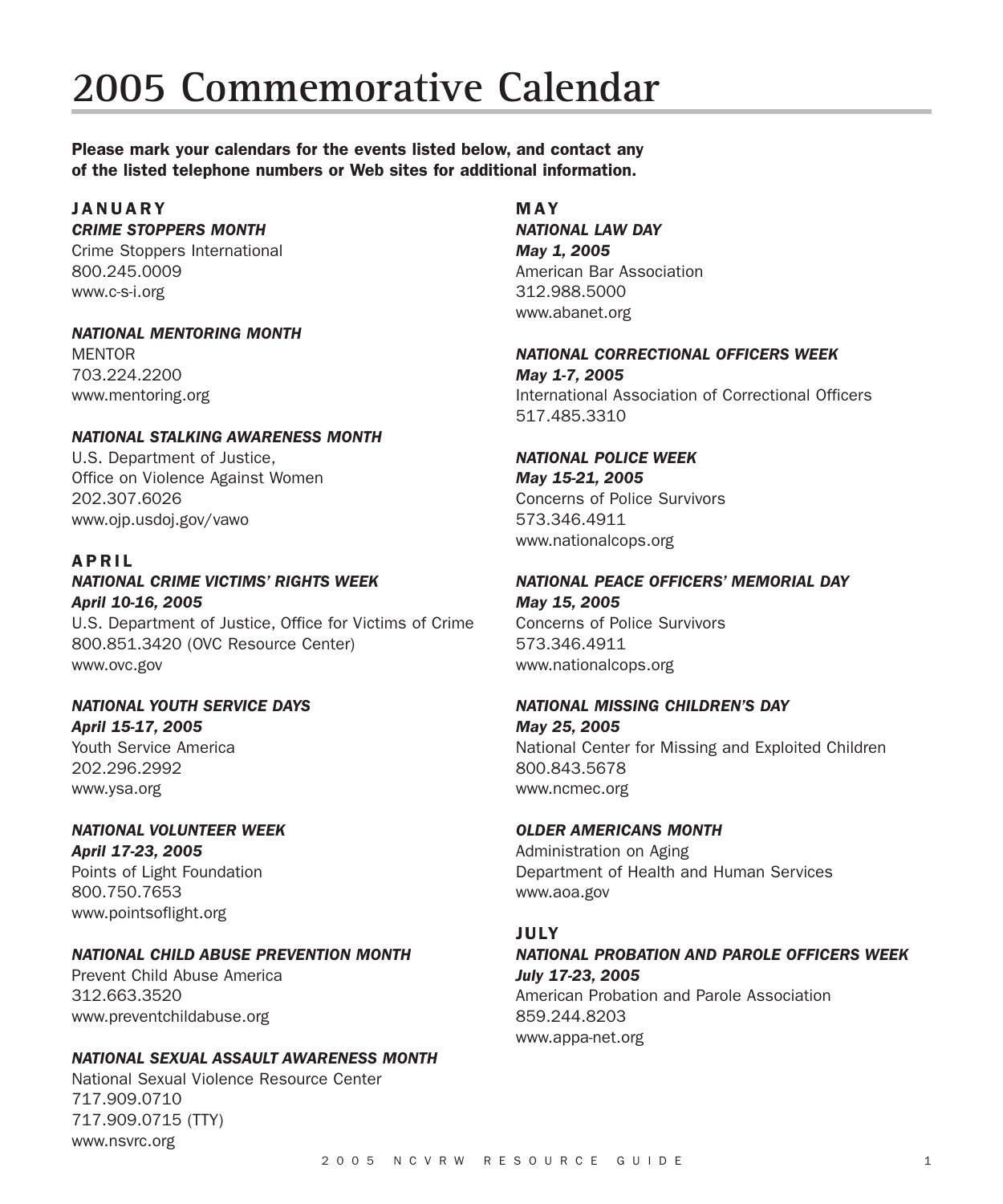# 2005 Commemorative Calendar

**Please mark your calendars for the events listed below, and contact any of the listed telephone numbers or Web sites for additional information.**

## JANUARY

***CRIME STOPPERS MONTH***
Crime Stoppers International
800.245.0009
www.c-s-i.org

***NATIONAL MENTORING MONTH***
MENTOR
703.224.2200
www.mentoring.org

***NATIONAL STALKING AWARENESS MONTH***
U.S. Department of Justice,
Office on Violence Against Women
202.307.6026
www.ojp.usdoj.gov/vawo

## APRIL

***NATIONAL CRIME VICTIMS' RIGHTS WEEK***
***April 10-16, 2005***
U.S. Department of Justice, Office for Victims of Crime
800.851.3420 (OVC Resource Center)
www.ovc.gov

***NATIONAL YOUTH SERVICE DAYS***
***April 15-17, 2005***
Youth Service America
202.296.2992
www.ysa.org

***NATIONAL VOLUNTEER WEEK***
***April 17-23, 2005***
Points of Light Foundation
800.750.7653
www.pointsoflight.org

***NATIONAL CHILD ABUSE PREVENTION MONTH***
Prevent Child Abuse America
312.663.3520
www.preventchildabuse.org

***NATIONAL SEXUAL ASSAULT AWARENESS MONTH***
National Sexual Violence Resource Center
717.909.0710
717.909.0715 (TTY)
www.nsvrc.org

## MAY

***NATIONAL LAW DAY***
***May 1, 2005***
American Bar Association
312.988.5000
www.abanet.org

***NATIONAL CORRECTIONAL OFFICERS WEEK***
***May 1-7, 2005***
International Association of Correctional Officers
517.485.3310

***NATIONAL POLICE WEEK***
***May 15-21, 2005***
Concerns of Police Survivors
573.346.4911
www.nationalcops.org

***NATIONAL PEACE OFFICERS' MEMORIAL DAY***
***May 15, 2005***
Concerns of Police Survivors
573.346.4911
www.nationalcops.org

***NATIONAL MISSING CHILDREN'S DAY***
***May 25, 2005***
National Center for Missing and Exploited Children
800.843.5678
www.ncmec.org

***OLDER AMERICANS MONTH***
Administration on Aging
Department of Health and Human Services
www.aoa.gov

## JULY

***NATIONAL PROBATION AND PAROLE OFFICERS WEEK***
***July 17-23, 2005***
American Probation and Parole Association
859.244.8203
www.appa-net.org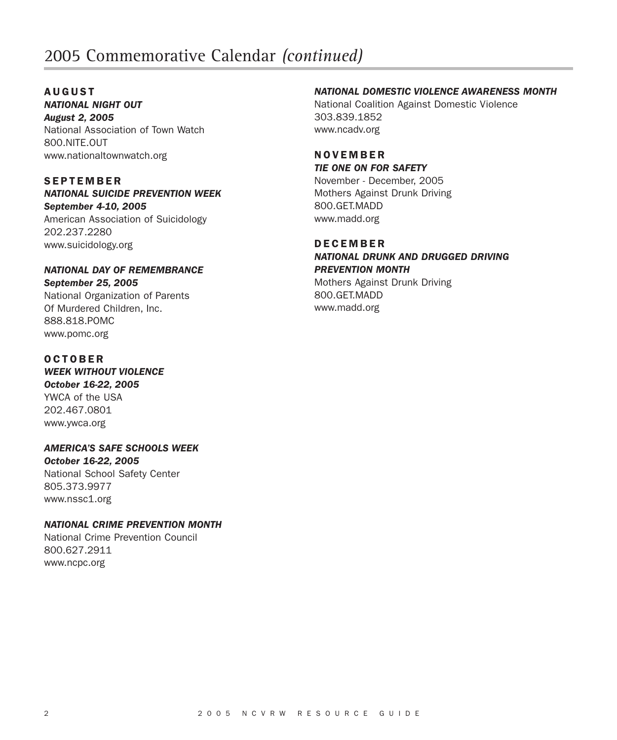# 2005 Commemorative Calendar *(continued)*

## AUGUST

***NATIONAL NIGHT OUT***
***August 2, 2005***
National Association of Town Watch
800.NITE.OUT
www.nationaltownwatch.org

## SEPTEMBER

***NATIONAL SUICIDE PREVENTION WEEK***
***September 4-10, 2005***
American Association of Suicidology
202.237.2280
www.suicidology.org

***NATIONAL DAY OF REMEMBRANCE***
***September 25, 2005***
National Organization of Parents
Of Murdered Children, Inc.
888.818.POMC
www.pomc.org

## OCTOBER

***WEEK WITHOUT VIOLENCE***
***October 16-22, 2005***
YWCA of the USA
202.467.0801
www.ywca.org

***AMERICA'S SAFE SCHOOLS WEEK***
***October 16-22, 2005***
National School Safety Center
805.373.9977
www.nssc1.org

***NATIONAL CRIME PREVENTION MONTH***
National Crime Prevention Council
800.627.2911
www.ncpc.org

***NATIONAL DOMESTIC VIOLENCE AWARENESS MONTH***
National Coalition Against Domestic Violence
303.839.1852
www.ncadv.org

## NOVEMBER

***TIE ONE ON FOR SAFETY***
November - December, 2005
Mothers Against Drunk Driving
800.GET.MADD
www.madd.org

## DECEMBER

***NATIONAL DRUNK AND DRUGGED DRIVING PREVENTION MONTH***
Mothers Against Drunk Driving
800.GET.MADD
www.madd.org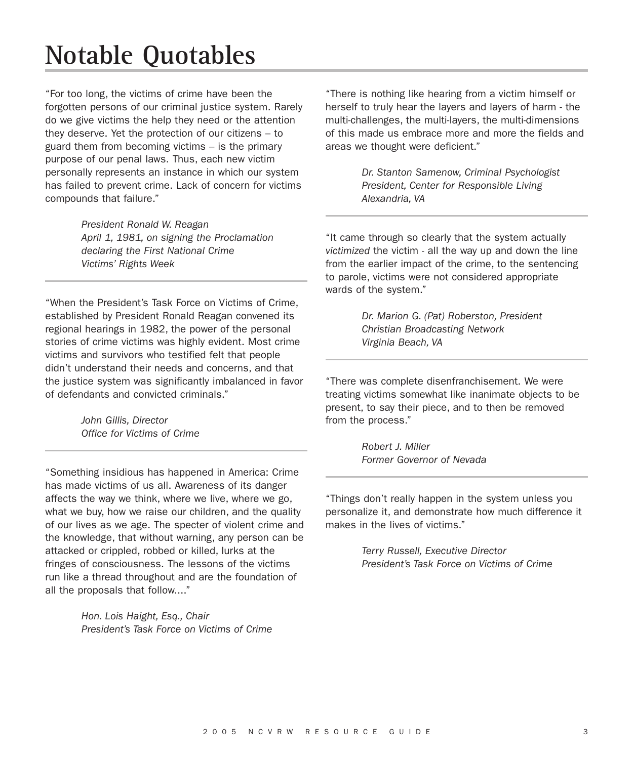# Notable Quotables

"For too long, the victims of crime have been the forgotten persons of our criminal justice system. Rarely do we give victims the help they need or the attention they deserve. Yet the protection of our citizens – to guard them from becoming victims – is the primary purpose of our penal laws. Thus, each new victim personally represents an instance in which our system has failed to prevent crime. Lack of concern for victims compounds that failure."

*President Ronald W. Reagan*
*April 1, 1981, on signing the Proclamation declaring the First National Crime Victims' Rights Week*

---

"When the President's Task Force on Victims of Crime, established by President Ronald Reagan convened its regional hearings in 1982, the power of the personal stories of crime victims was highly evident. Most crime victims and survivors who testified felt that people didn't understand their needs and concerns, and that the justice system was significantly imbalanced in favor of defendants and convicted criminals."

*John Gillis, Director*
*Office for Victims of Crime*

---

"Something insidious has happened in America: Crime has made victims of us all. Awareness of its danger affects the way we think, where we live, where we go, what we buy, how we raise our children, and the quality of our lives as we age. The specter of violent crime and the knowledge, that without warning, any person can be attacked or crippled, robbed or killed, lurks at the fringes of consciousness. The lessons of the victims run like a thread throughout and are the foundation of all the proposals that follow...."

*Hon. Lois Haight, Esq., Chair*
*President's Task Force on Victims of Crime*

---

"There is nothing like hearing from a victim himself or herself to truly hear the layers and layers of harm - the multi-challenges, the multi-layers, the multi-dimensions of this made us embrace more and more the fields and areas we thought were deficient."

*Dr. Stanton Samenow, Criminal Psychologist*
*President, Center for Responsible Living*
*Alexandria, VA*

---

"It came through so clearly that the system actually *victimized* the victim - all the way up and down the line from the earlier impact of the crime, to the sentencing to parole, victims were not considered appropriate wards of the system."

*Dr. Marion G. (Pat) Roberston, President*
*Christian Broadcasting Network*
*Virginia Beach, VA*

---

"There was complete disenfranchisement. We were treating victims somewhat like inanimate objects to be present, to say their piece, and to then be removed from the process."

*Robert J. Miller*
*Former Governor of Nevada*

---

"Things don't really happen in the system unless you personalize it, and demonstrate how much difference it makes in the lives of victims."

*Terry Russell, Executive Director*
*President's Task Force on Victims of Crime*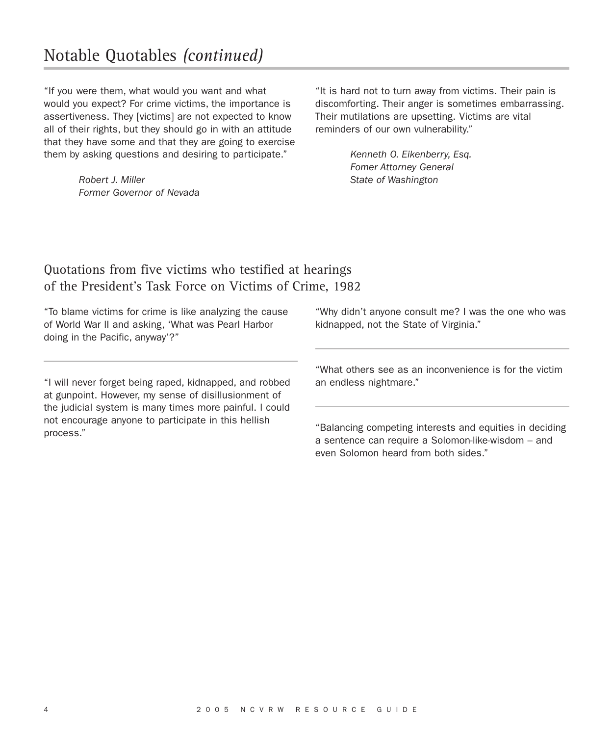# Notable Quotables *(continued)*

"If you were them, what would you want and what would you expect? For crime victims, the importance is assertiveness. They [victims] are not expected to know all of their rights, but they should go in with an attitude that they have some and that they are going to exercise them by asking questions and desiring to participate."

*Robert J. Miller*
*Former Governor of Nevada*

"It is hard not to turn away from victims. Their pain is discomforting. Their anger is sometimes embarrassing. Their mutilations are upsetting. Victims are vital reminders of our own vulnerability."

*Kenneth O. Eikenberry, Esq.*
*Fomer Attorney General*
*State of Washington*

## Quotations from five victims who testified at hearings of the President's Task Force on Victims of Crime, 1982

"To blame victims for crime is like analyzing the cause of World War II and asking, 'What was Pearl Harbor doing in the Pacific, anyway'?"

---

"I will never forget being raped, kidnapped, and robbed at gunpoint. However, my sense of disillusionment of the judicial system is many times more painful. I could not encourage anyone to participate in this hellish process."

"Why didn't anyone consult me? I was the one who was kidnapped, not the State of Virginia."

---

"What others see as an inconvenience is for the victim an endless nightmare."

---

"Balancing competing interests and equities in deciding a sentence can require a Solomon-like-wisdom – and even Solomon heard from both sides."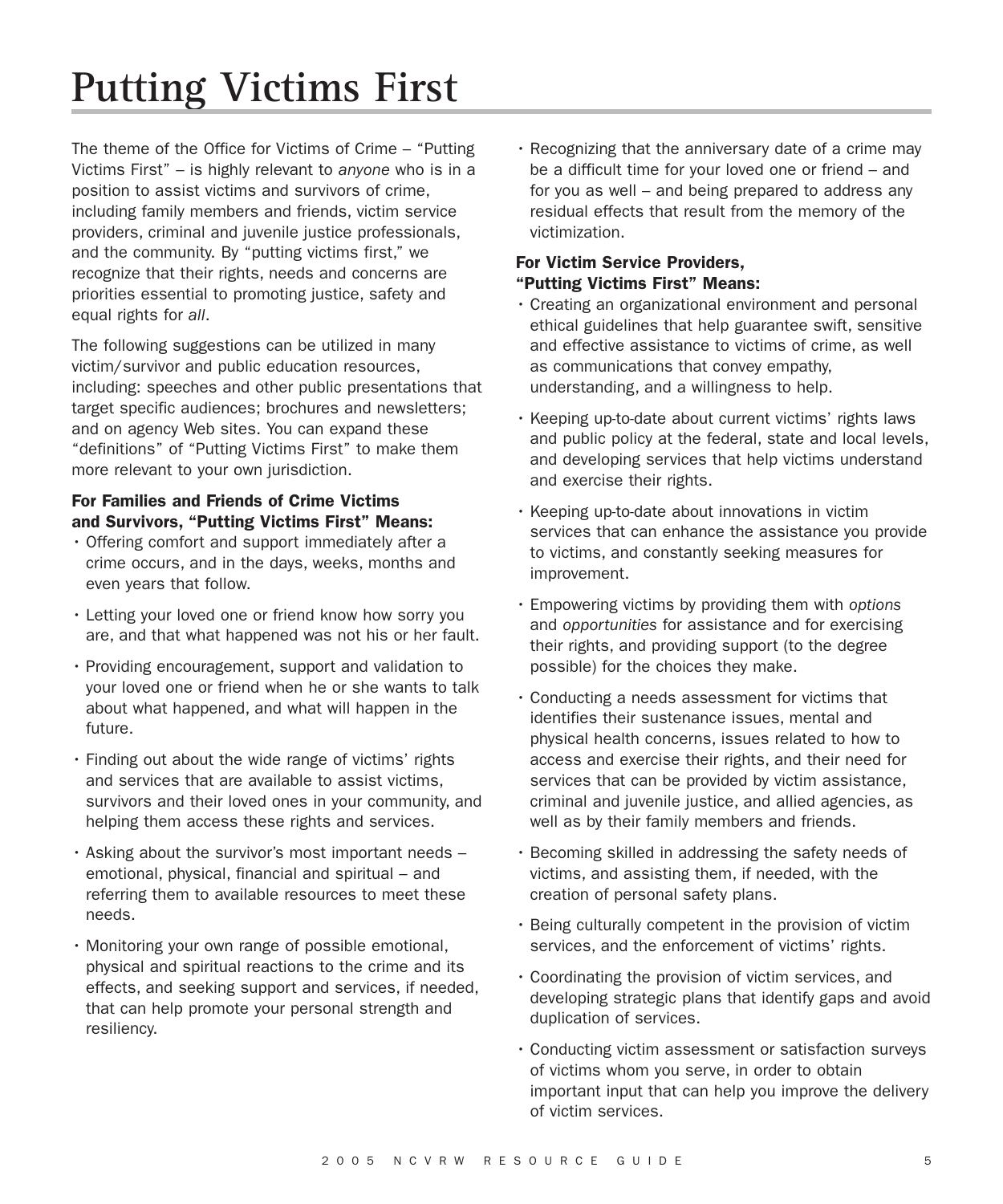# Putting Victims First

The theme of the Office for Victims of Crime – "Putting Victims First" – is highly relevant to *anyone* who is in a position to assist victims and survivors of crime, including family members and friends, victim service providers, criminal and juvenile justice professionals, and the community. By "putting victims first," we recognize that their rights, needs and concerns are priorities essential to promoting justice, safety and equal rights for *all*.

The following suggestions can be utilized in many victim/survivor and public education resources, including: speeches and other public presentations that target specific audiences; brochures and newsletters; and on agency Web sites. You can expand these "definitions" of "Putting Victims First" to make them more relevant to your own jurisdiction.

**For Families and Friends of Crime Victims and Survivors, "Putting Victims First" Means:**

- Offering comfort and support immediately after a crime occurs, and in the days, weeks, months and even years that follow.
- Letting your loved one or friend know how sorry you are, and that what happened was not his or her fault.
- Providing encouragement, support and validation to your loved one or friend when he or she wants to talk about what happened, and what will happen in the future.
- Finding out about the wide range of victims' rights and services that are available to assist victims, survivors and their loved ones in your community, and helping them access these rights and services.
- Asking about the survivor's most important needs – emotional, physical, financial and spiritual – and referring them to available resources to meet these needs.
- Monitoring your own range of possible emotional, physical and spiritual reactions to the crime and its effects, and seeking support and services, if needed, that can help promote your personal strength and resiliency.
- Recognizing that the anniversary date of a crime may be a difficult time for your loved one or friend – and for you as well – and being prepared to address any residual effects that result from the memory of the victimization.

**For Victim Service Providers, "Putting Victims First" Means:**

- Creating an organizational environment and personal ethical guidelines that help guarantee swift, sensitive and effective assistance to victims of crime, as well as communications that convey empathy, understanding, and a willingness to help.
- Keeping up-to-date about current victims' rights laws and public policy at the federal, state and local levels, and developing services that help victims understand and exercise their rights.
- Keeping up-to-date about innovations in victim services that can enhance the assistance you provide to victims, and constantly seeking measures for improvement.
- Empowering victims by providing them with *options* and *opportunities* for assistance and for exercising their rights, and providing support (to the degree possible) for the choices they make.
- Conducting a needs assessment for victims that identifies their sustenance issues, mental and physical health concerns, issues related to how to access and exercise their rights, and their need for services that can be provided by victim assistance, criminal and juvenile justice, and allied agencies, as well as by their family members and friends.
- Becoming skilled in addressing the safety needs of victims, and assisting them, if needed, with the creation of personal safety plans.
- Being culturally competent in the provision of victim services, and the enforcement of victims' rights.
- Coordinating the provision of victim services, and developing strategic plans that identify gaps and avoid duplication of services.
- Conducting victim assessment or satisfaction surveys of victims whom you serve, in order to obtain important input that can help you improve the delivery of victim services.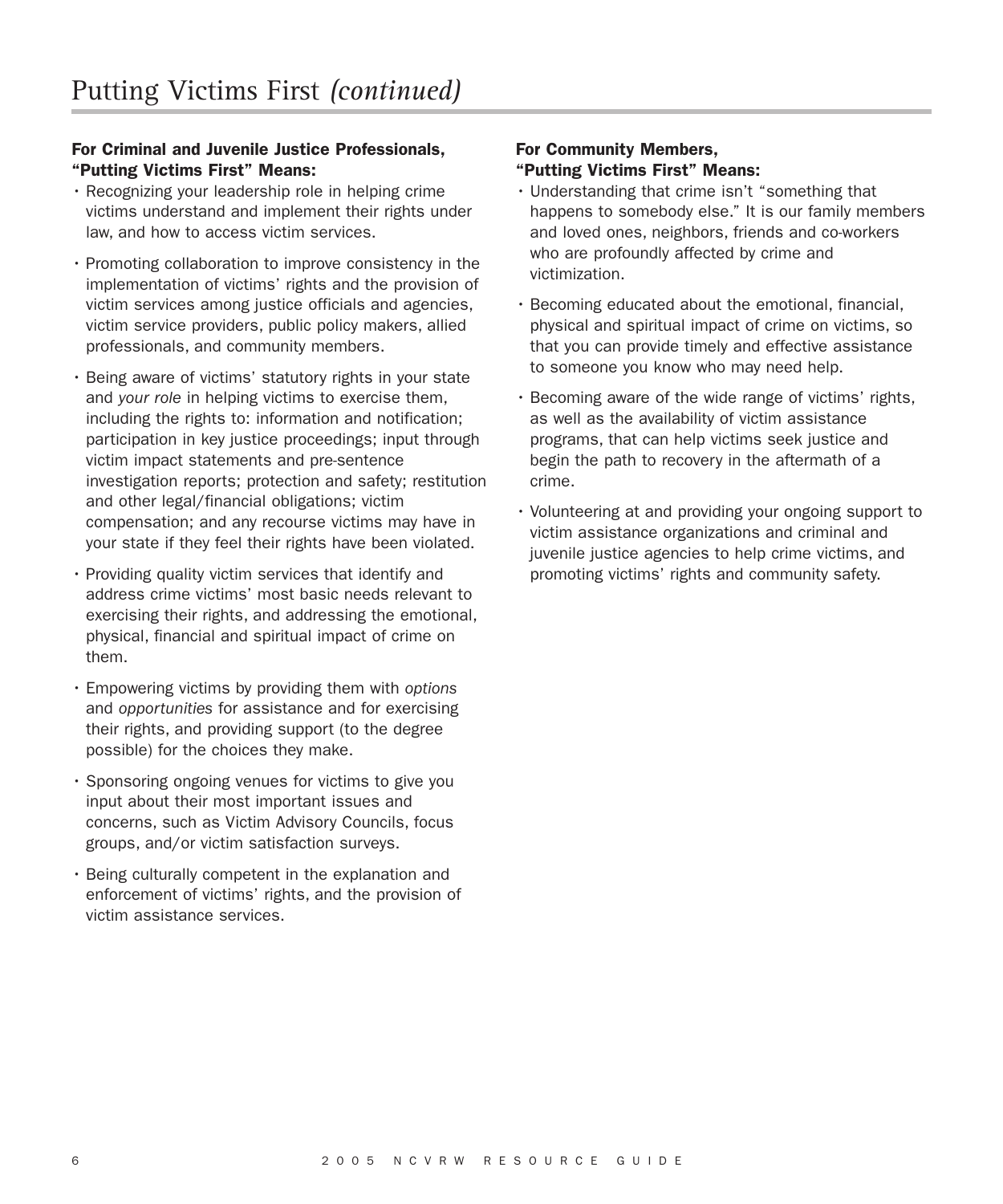# Putting Victims First *(continued)*

**For Criminal and Juvenile Justice Professionals, "Putting Victims First" Means:**

- Recognizing your leadership role in helping crime victims understand and implement their rights under law, and how to access victim services.
- Promoting collaboration to improve consistency in the implementation of victims' rights and the provision of victim services among justice officials and agencies, victim service providers, public policy makers, allied professionals, and community members.
- Being aware of victims' statutory rights in your state and *your role* in helping victims to exercise them, including the rights to: information and notification; participation in key justice proceedings; input through victim impact statements and pre-sentence investigation reports; protection and safety; restitution and other legal/financial obligations; victim compensation; and any recourse victims may have in your state if they feel their rights have been violated.
- Providing quality victim services that identify and address crime victims' most basic needs relevant to exercising their rights, and addressing the emotional, physical, financial and spiritual impact of crime on them.
- Empowering victims by providing them with *options* and *opportunities* for assistance and for exercising their rights, and providing support (to the degree possible) for the choices they make.
- Sponsoring ongoing venues for victims to give you input about their most important issues and concerns, such as Victim Advisory Councils, focus groups, and/or victim satisfaction surveys.
- Being culturally competent in the explanation and enforcement of victims' rights, and the provision of victim assistance services.

**For Community Members, "Putting Victims First" Means:**

- Understanding that crime isn't "something that happens to somebody else." It is our family members and loved ones, neighbors, friends and co-workers who are profoundly affected by crime and victimization.
- Becoming educated about the emotional, financial, physical and spiritual impact of crime on victims, so that you can provide timely and effective assistance to someone you know who may need help.
- Becoming aware of the wide range of victims' rights, as well as the availability of victim assistance programs, that can help victims seek justice and begin the path to recovery in the aftermath of a crime.
- Volunteering at and providing your ongoing support to victim assistance organizations and criminal and juvenile justice agencies to help crime victims, and promoting victims' rights and community safety.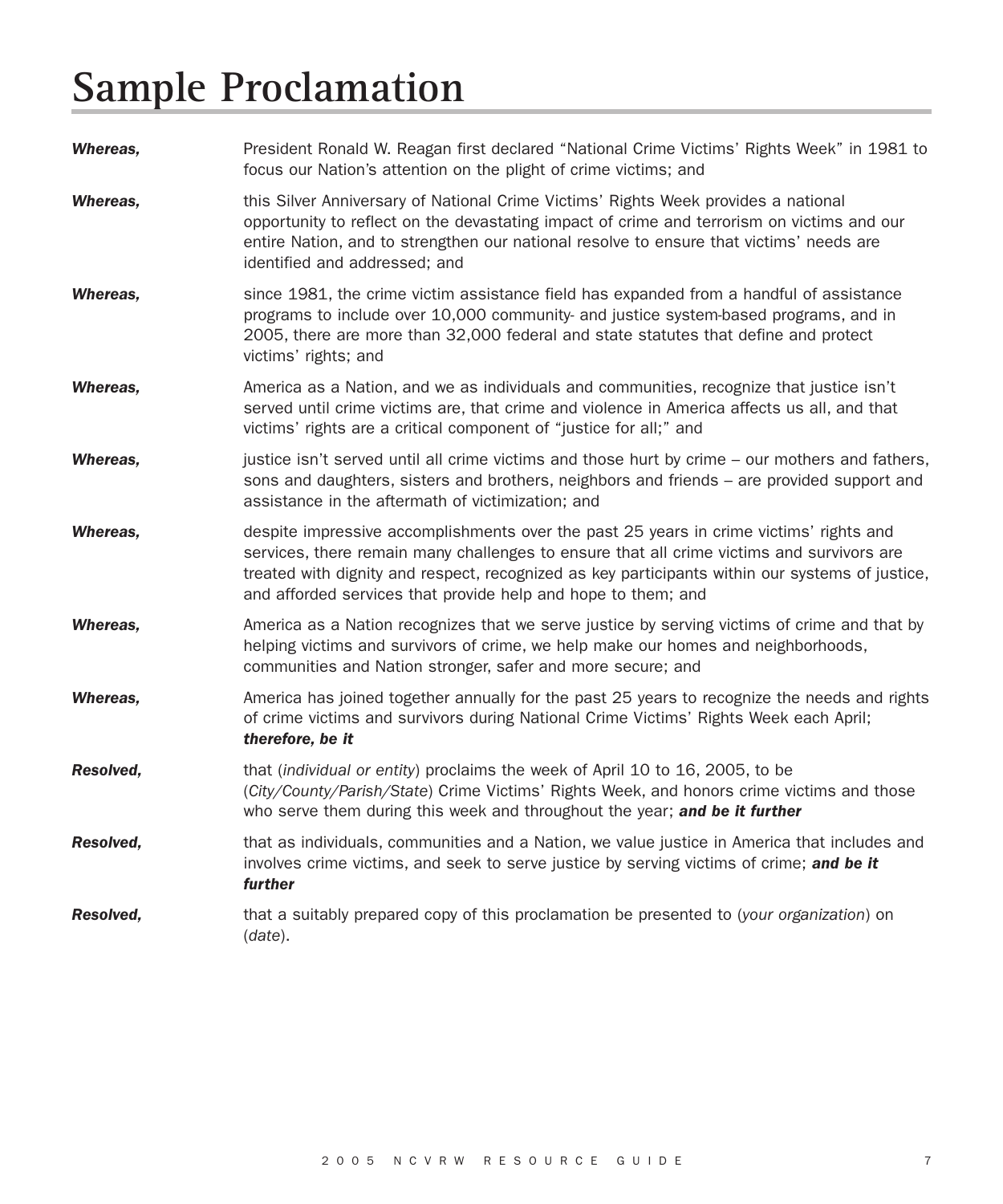# Sample Proclamation

***Whereas,*** President Ronald W. Reagan first declared "National Crime Victims' Rights Week" in 1981 to focus our Nation's attention on the plight of crime victims; and

***Whereas,*** this Silver Anniversary of National Crime Victims' Rights Week provides a national opportunity to reflect on the devastating impact of crime and terrorism on victims and our entire Nation, and to strengthen our national resolve to ensure that victims' needs are identified and addressed; and

***Whereas,*** since 1981, the crime victim assistance field has expanded from a handful of assistance programs to include over 10,000 community- and justice system-based programs, and in 2005, there are more than 32,000 federal and state statutes that define and protect victims' rights; and

***Whereas,*** America as a Nation, and we as individuals and communities, recognize that justice isn't served until crime victims are, that crime and violence in America affects us all, and that victims' rights are a critical component of "justice for all;" and

***Whereas,*** justice isn't served until all crime victims and those hurt by crime – our mothers and fathers, sons and daughters, sisters and brothers, neighbors and friends – are provided support and assistance in the aftermath of victimization; and

***Whereas,*** despite impressive accomplishments over the past 25 years in crime victims' rights and services, there remain many challenges to ensure that all crime victims and survivors are treated with dignity and respect, recognized as key participants within our systems of justice, and afforded services that provide help and hope to them; and

***Whereas,*** America as a Nation recognizes that we serve justice by serving victims of crime and that by helping victims and survivors of crime, we help make our homes and neighborhoods, communities and Nation stronger, safer and more secure; and

***Whereas,*** America has joined together annually for the past 25 years to recognize the needs and rights of crime victims and survivors during National Crime Victims' Rights Week each April; ***therefore, be it***

***Resolved,*** that (*individual or entity*) proclaims the week of April 10 to 16, 2005, to be (*City/County/Parish/State*) Crime Victims' Rights Week, and honors crime victims and those who serve them during this week and throughout the year; ***and be it further***

***Resolved,*** that as individuals, communities and a Nation, we value justice in America that includes and involves crime victims, and seek to serve justice by serving victims of crime; ***and be it further***

***Resolved,*** that a suitably prepared copy of this proclamation be presented to (*your organization*) on (*date*).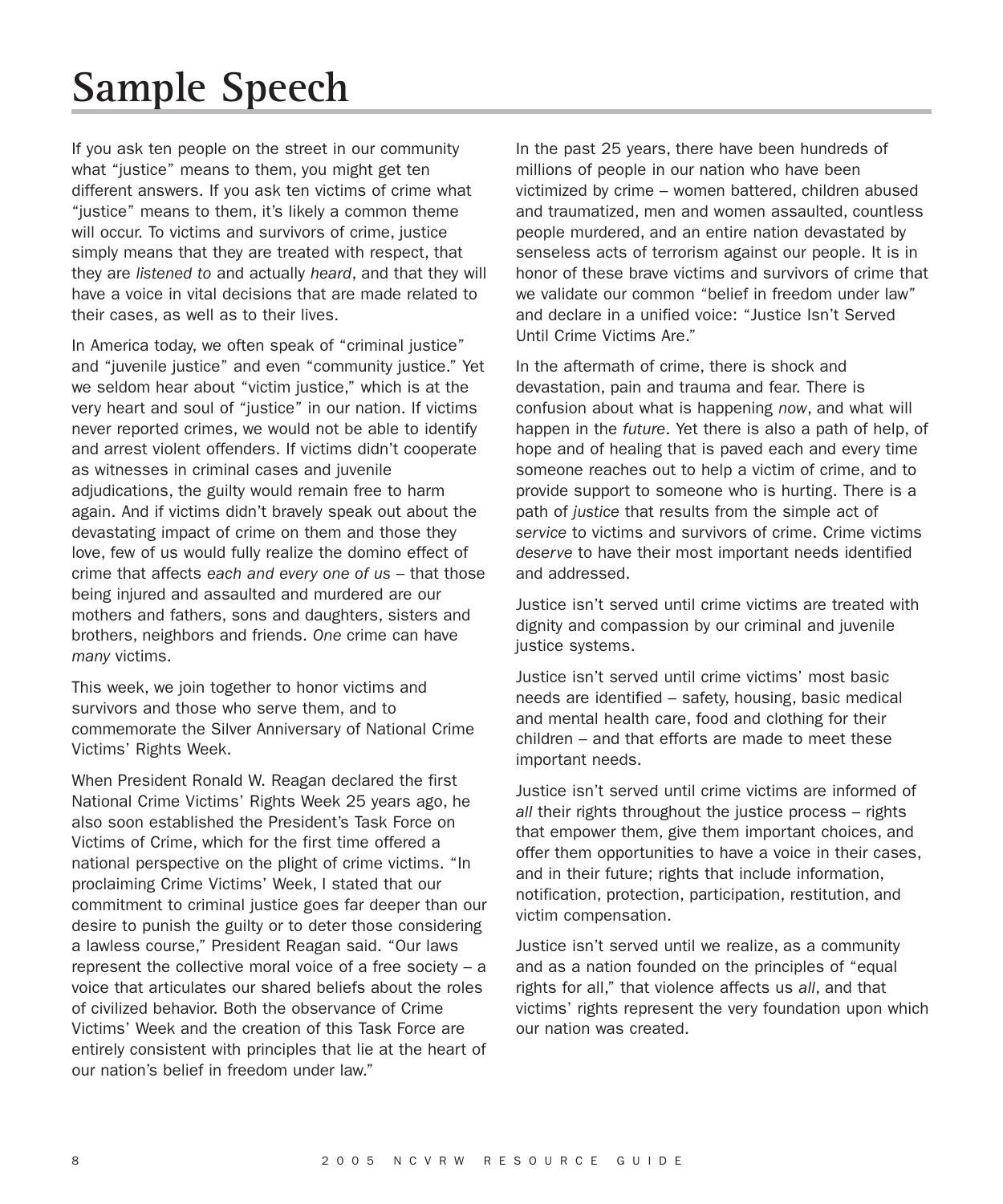# Sample Speech

If you ask ten people on the street in our community what "justice" means to them, you might get ten different answers. If you ask ten victims of crime what "justice" means to them, it's likely a common theme will occur. To victims and survivors of crime, justice simply means that they are treated with respect, that they are *listened to* and actually *heard*, and that they will have a voice in vital decisions that are made related to their cases, as well as to their lives.

In America today, we often speak of "criminal justice" and "juvenile justice" and even "community justice." Yet we seldom hear about "victim justice," which is at the very heart and soul of "justice" in our nation. If victims never reported crimes, we would not be able to identify and arrest violent offenders. If victims didn't cooperate as witnesses in criminal cases and juvenile adjudications, the guilty would remain free to harm again. And if victims didn't bravely speak out about the devastating impact of crime on them and those they love, few of us would fully realize the domino effect of crime that affects *each and every one of us* – that those being injured and assaulted and murdered are our mothers and fathers, sons and daughters, sisters and brothers, neighbors and friends. *One* crime can have *many* victims.

This week, we join together to honor victims and survivors and those who serve them, and to commemorate the Silver Anniversary of National Crime Victims' Rights Week.

When President Ronald W. Reagan declared the first National Crime Victims' Rights Week 25 years ago, he also soon established the President's Task Force on Victims of Crime, which for the first time offered a national perspective on the plight of crime victims. "In proclaiming Crime Victims' Week, I stated that our commitment to criminal justice goes far deeper than our desire to punish the guilty or to deter those considering a lawless course," President Reagan said. "Our laws represent the collective moral voice of a free society – a voice that articulates our shared beliefs about the roles of civilized behavior. Both the observance of Crime Victims' Week and the creation of this Task Force are entirely consistent with principles that lie at the heart of our nation's belief in freedom under law."

In the past 25 years, there have been hundreds of millions of people in our nation who have been victimized by crime – women battered, children abused and traumatized, men and women assaulted, countless people murdered, and an entire nation devastated by senseless acts of terrorism against our people. It is in honor of these brave victims and survivors of crime that we validate our common "belief in freedom under law" and declare in a unified voice: "Justice Isn't Served Until Crime Victims Are."

In the aftermath of crime, there is shock and devastation, pain and trauma and fear. There is confusion about what is happening *now*, and what will happen in the *future*. Yet there is also a path of help, of hope and of healing that is paved each and every time someone reaches out to help a victim of crime, and to provide support to someone who is hurting. There is a path of *justice* that results from the simple act of *service* to victims and survivors of crime. Crime victims *deserve* to have their most important needs identified and addressed.

Justice isn't served until crime victims are treated with dignity and compassion by our criminal and juvenile justice systems.

Justice isn't served until crime victims' most basic needs are identified – safety, housing, basic medical and mental health care, food and clothing for their children – and that efforts are made to meet these important needs.

Justice isn't served until crime victims are informed of *all* their rights throughout the justice process – rights that empower them, give them important choices, and offer them opportunities to have a voice in their cases, and in their future; rights that include information, notification, protection, participation, restitution, and victim compensation.

Justice isn't served until we realize, as a community and as a nation founded on the principles of "equal rights for all," that violence affects us *all*, and that victims' rights represent the very foundation upon which our nation was created.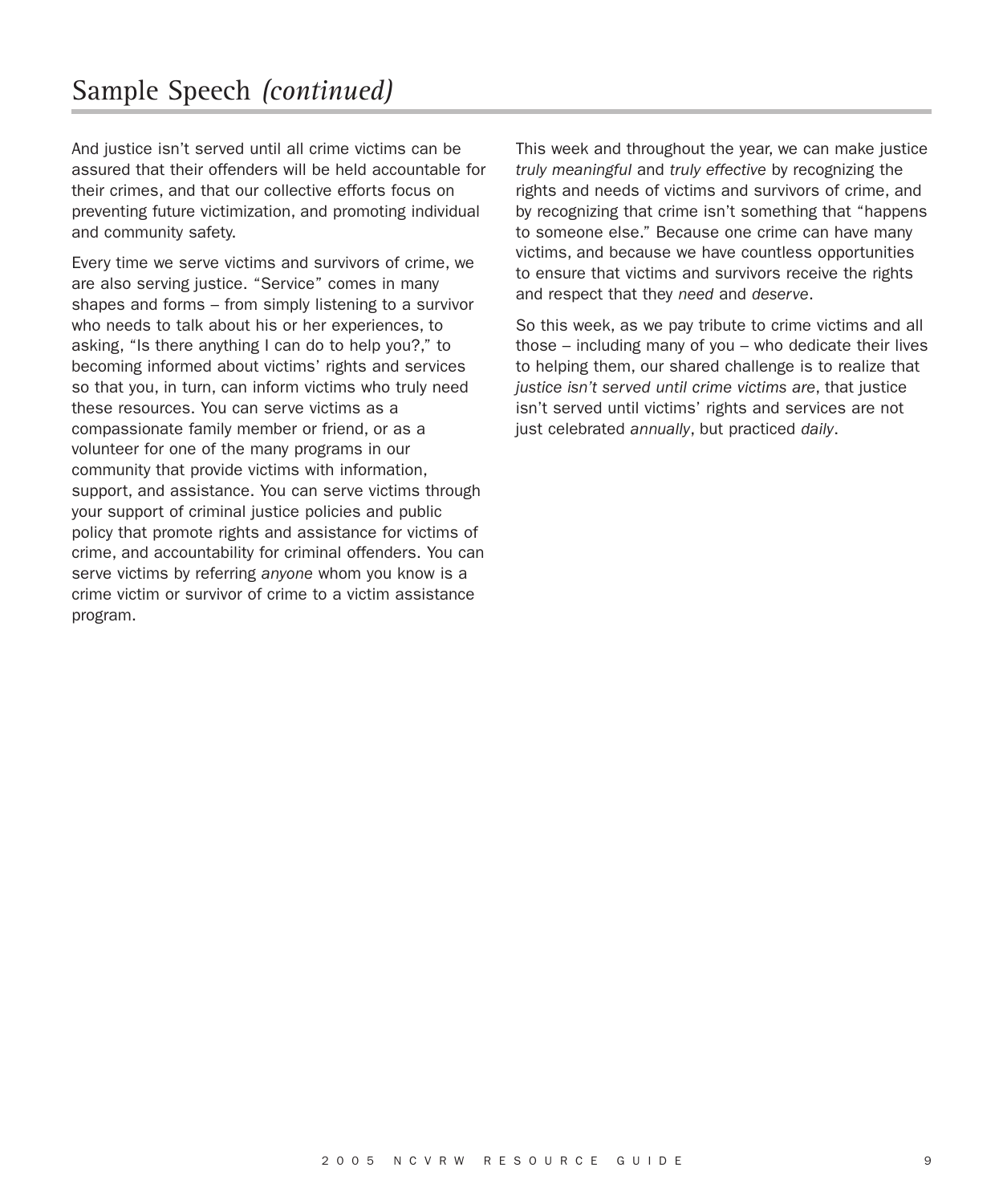# Sample Speech *(continued)*

And justice isn't served until all crime victims can be assured that their offenders will be held accountable for their crimes, and that our collective efforts focus on preventing future victimization, and promoting individual and community safety.

Every time we serve victims and survivors of crime, we are also serving justice. "Service" comes in many shapes and forms – from simply listening to a survivor who needs to talk about his or her experiences, to asking, "Is there anything I can do to help you?," to becoming informed about victims' rights and services so that you, in turn, can inform victims who truly need these resources. You can serve victims as a compassionate family member or friend, or as a volunteer for one of the many programs in our community that provide victims with information, support, and assistance. You can serve victims through your support of criminal justice policies and public policy that promote rights and assistance for victims of crime, and accountability for criminal offenders. You can serve victims by referring *anyone* whom you know is a crime victim or survivor of crime to a victim assistance program.

This week and throughout the year, we can make justice *truly meaningful* and *truly effective* by recognizing the rights and needs of victims and survivors of crime, and by recognizing that crime isn't something that "happens to someone else." Because one crime can have many victims, and because we have countless opportunities to ensure that victims and survivors receive the rights and respect that they *need* and *deserve*.

So this week, as we pay tribute to crime victims and all those – including many of you – who dedicate their lives to helping them, our shared challenge is to realize that *justice isn't served until crime victims are*, that justice isn't served until victims' rights and services are not just celebrated *annually*, but practiced *daily*.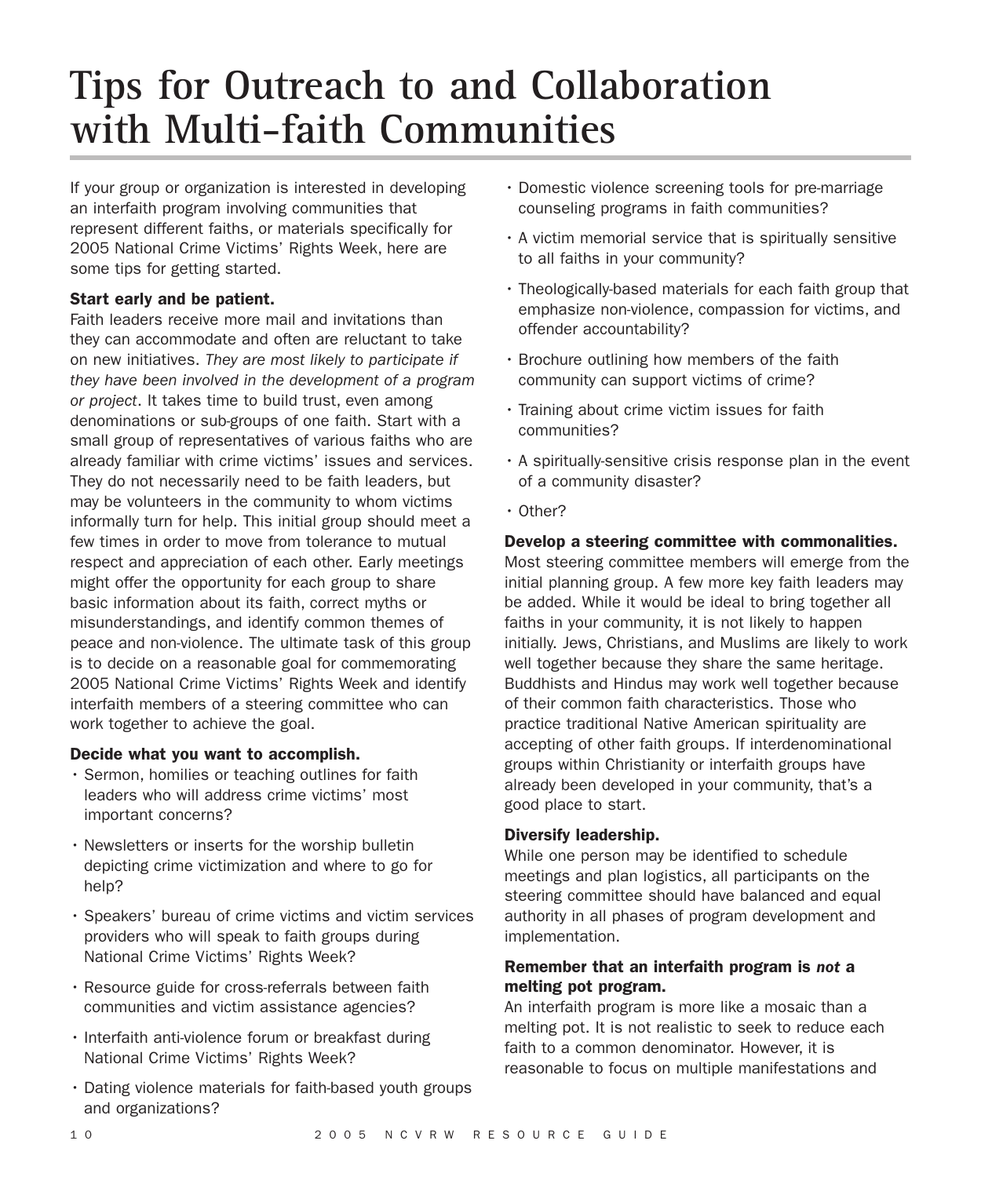# Tips for Outreach to and Collaboration with Multi-faith Communities

If your group or organization is interested in developing an interfaith program involving communities that represent different faiths, or materials specifically for 2005 National Crime Victims' Rights Week, here are some tips for getting started.

**Start early and be patient.**
Faith leaders receive more mail and invitations than they can accommodate and often are reluctant to take on new initiatives. *They are most likely to participate if they have been involved in the development of a program or project*. It takes time to build trust, even among denominations or sub-groups of one faith. Start with a small group of representatives of various faiths who are already familiar with crime victims' issues and services. They do not necessarily need to be faith leaders, but may be volunteers in the community to whom victims informally turn for help. This initial group should meet a few times in order to move from tolerance to mutual respect and appreciation of each other. Early meetings might offer the opportunity for each group to share basic information about its faith, correct myths or misunderstandings, and identify common themes of peace and non-violence. The ultimate task of this group is to decide on a reasonable goal for commemorating 2005 National Crime Victims' Rights Week and identify interfaith members of a steering committee who can work together to achieve the goal.

**Decide what you want to accomplish.**

- Sermon, homilies or teaching outlines for faith leaders who will address crime victims' most important concerns?
- Newsletters or inserts for the worship bulletin depicting crime victimization and where to go for help?
- Speakers' bureau of crime victims and victim services providers who will speak to faith groups during National Crime Victims' Rights Week?
- Resource guide for cross-referrals between faith communities and victim assistance agencies?
- Interfaith anti-violence forum or breakfast during National Crime Victims' Rights Week?
- Dating violence materials for faith-based youth groups and organizations?
- Domestic violence screening tools for pre-marriage counseling programs in faith communities?
- A victim memorial service that is spiritually sensitive to all faiths in your community?
- Theologically-based materials for each faith group that emphasize non-violence, compassion for victims, and offender accountability?
- Brochure outlining how members of the faith community can support victims of crime?
- Training about crime victim issues for faith communities?
- A spiritually-sensitive crisis response plan in the event of a community disaster?
- Other?

**Develop a steering committee with commonalities.**
Most steering committee members will emerge from the initial planning group. A few more key faith leaders may be added. While it would be ideal to bring together all faiths in your community, it is not likely to happen initially. Jews, Christians, and Muslims are likely to work well together because they share the same heritage. Buddhists and Hindus may work well together because of their common faith characteristics. Those who practice traditional Native American spirituality are accepting of other faith groups. If interdenominational groups within Christianity or interfaith groups have already been developed in your community, that's a good place to start.

**Diversify leadership.**
While one person may be identified to schedule meetings and plan logistics, all participants on the steering committee should have balanced and equal authority in all phases of program development and implementation.

**Remember that an interfaith program is *not* a melting pot program.**
An interfaith program is more like a mosaic than a melting pot. It is not realistic to seek to reduce each faith to a common denominator. However, it is reasonable to focus on multiple manifestations and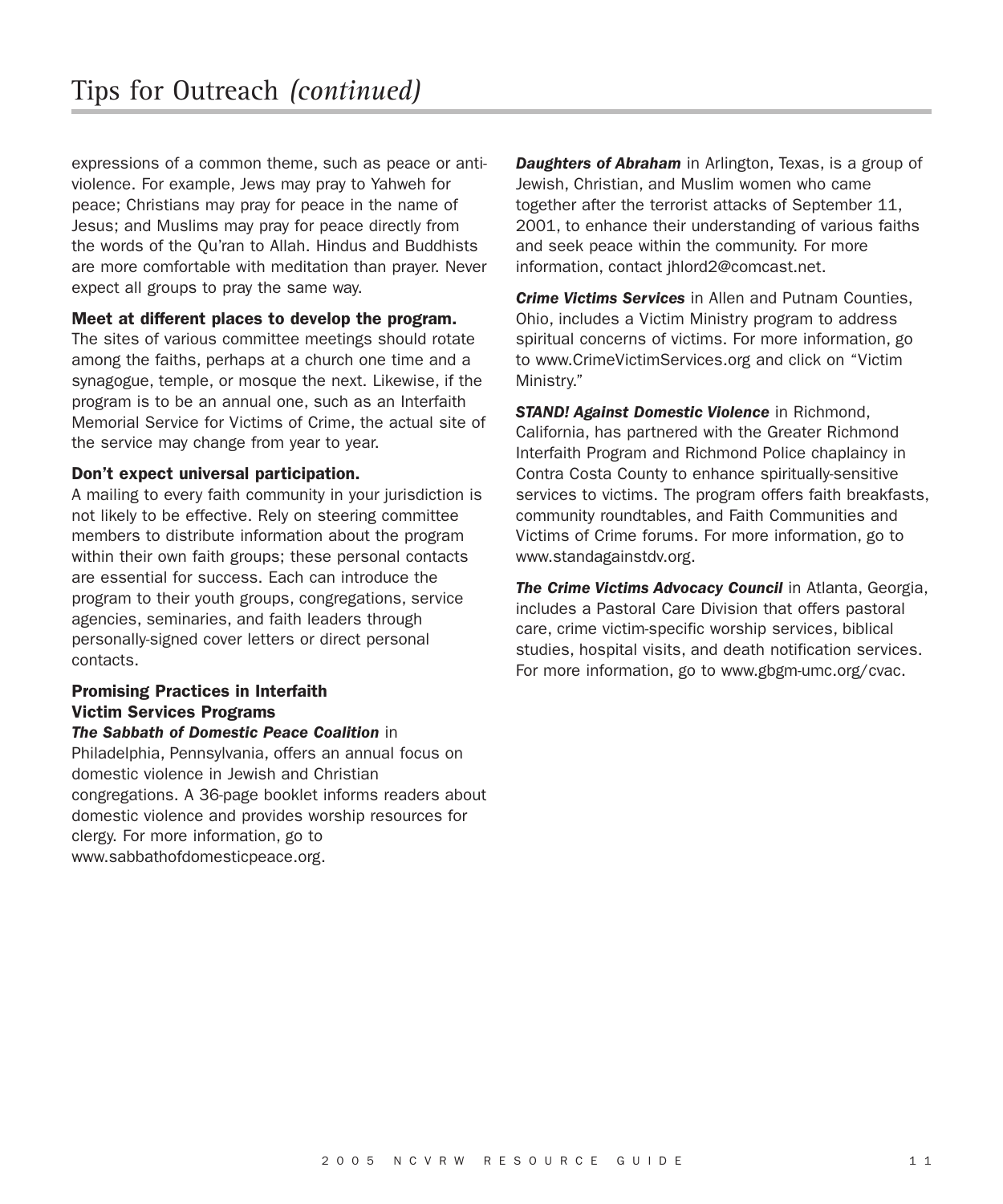# Tips for Outreach *(continued)*

expressions of a common theme, such as peace or anti-violence. For example, Jews may pray to Yahweh for peace; Christians may pray for peace in the name of Jesus; and Muslims may pray for peace directly from the words of the Qu'ran to Allah. Hindus and Buddhists are more comfortable with meditation than prayer. Never expect all groups to pray the same way.

**Meet at different places to develop the program.**
The sites of various committee meetings should rotate among the faiths, perhaps at a church one time and a synagogue, temple, or mosque the next. Likewise, if the program is to be an annual one, such as an Interfaith Memorial Service for Victims of Crime, the actual site of the service may change from year to year.

**Don't expect universal participation.**
A mailing to every faith community in your jurisdiction is not likely to be effective. Rely on steering committee members to distribute information about the program within their own faith groups; these personal contacts are essential for success. Each can introduce the program to their youth groups, congregations, service agencies, seminaries, and faith leaders through personally-signed cover letters or direct personal contacts.

**Promising Practices in Interfaith Victim Services Programs**

***The Sabbath of Domestic Peace Coalition*** in Philadelphia, Pennsylvania, offers an annual focus on domestic violence in Jewish and Christian congregations. A 36-page booklet informs readers about domestic violence and provides worship resources for clergy. For more information, go to www.sabbathofdomesticpeace.org.

***Daughters of Abraham*** in Arlington, Texas, is a group of Jewish, Christian, and Muslim women who came together after the terrorist attacks of September 11, 2001, to enhance their understanding of various faiths and seek peace within the community. For more information, contact jhlord2@comcast.net.

***Crime Victims Services*** in Allen and Putnam Counties, Ohio, includes a Victim Ministry program to address spiritual concerns of victims. For more information, go to www.CrimeVictimServices.org and click on "Victim Ministry."

***STAND! Against Domestic Violence*** in Richmond, California, has partnered with the Greater Richmond Interfaith Program and Richmond Police chaplaincy in Contra Costa County to enhance spiritually-sensitive services to victims. The program offers faith breakfasts, community roundtables, and Faith Communities and Victims of Crime forums. For more information, go to www.standagainstdv.org.

***The Crime Victims Advocacy Council*** in Atlanta, Georgia, includes a Pastoral Care Division that offers pastoral care, crime victim-specific worship services, biblical studies, hospital visits, and death notification services. For more information, go to www.gbgm-umc.org/cvac.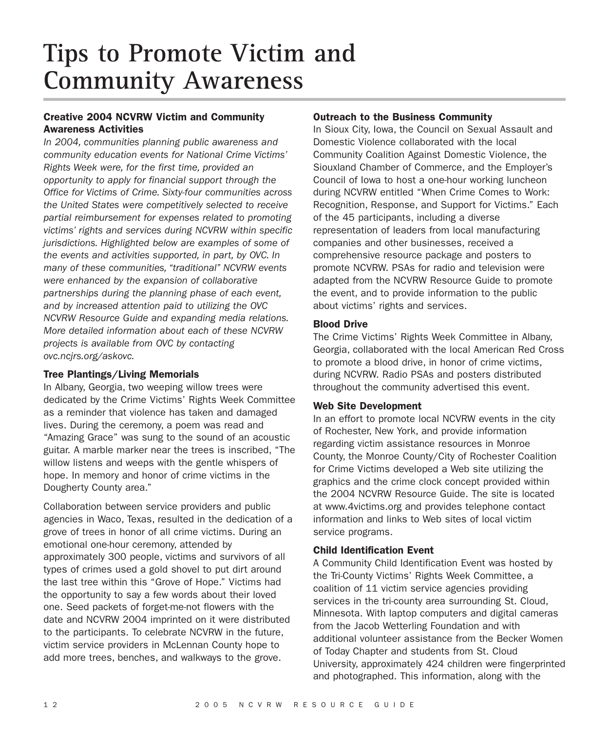# Tips to Promote Victim and Community Awareness

### Creative 2004 NCVRW Victim and Community Awareness Activities

*In 2004, communities planning public awareness and community education events for National Crime Victims' Rights Week were, for the first time, provided an opportunity to apply for financial support through the Office for Victims of Crime. Sixty-four communities across the United States were competitively selected to receive partial reimbursement for expenses related to promoting victims' rights and services during NCVRW within specific jurisdictions. Highlighted below are examples of some of the events and activities supported, in part, by OVC. In many of these communities, "traditional" NCVRW events were enhanced by the expansion of collaborative partnerships during the planning phase of each event, and by increased attention paid to utilizing the OVC NCVRW Resource Guide and expanding media relations. More detailed information about each of these NCVRW projects is available from OVC by contacting ovc.ncjrs.org/askovc.*

### Tree Plantings/Living Memorials

In Albany, Georgia, two weeping willow trees were dedicated by the Crime Victims' Rights Week Committee as a reminder that violence has taken and damaged lives. During the ceremony, a poem was read and "Amazing Grace" was sung to the sound of an acoustic guitar. A marble marker near the trees is inscribed, "The willow listens and weeps with the gentle whispers of hope. In memory and honor of crime victims in the Dougherty County area."

Collaboration between service providers and public agencies in Waco, Texas, resulted in the dedication of a grove of trees in honor of all crime victims. During an emotional one-hour ceremony, attended by approximately 300 people, victims and survivors of all types of crimes used a gold shovel to put dirt around the last tree within this "Grove of Hope." Victims had the opportunity to say a few words about their loved one. Seed packets of forget-me-not flowers with the date and NCVRW 2004 imprinted on it were distributed to the participants. To celebrate NCVRW in the future, victim service providers in McLennan County hope to add more trees, benches, and walkways to the grove.

### Outreach to the Business Community

In Sioux City, Iowa, the Council on Sexual Assault and Domestic Violence collaborated with the local Community Coalition Against Domestic Violence, the Siouxland Chamber of Commerce, and the Employer's Council of Iowa to host a one-hour working luncheon during NCVRW entitled "When Crime Comes to Work: Recognition, Response, and Support for Victims." Each of the 45 participants, including a diverse representation of leaders from local manufacturing companies and other businesses, received a comprehensive resource package and posters to promote NCVRW. PSAs for radio and television were adapted from the NCVRW Resource Guide to promote the event, and to provide information to the public about victims' rights and services.

### Blood Drive

The Crime Victims' Rights Week Committee in Albany, Georgia, collaborated with the local American Red Cross to promote a blood drive, in honor of crime victims, during NCVRW. Radio PSAs and posters distributed throughout the community advertised this event.

### Web Site Development

In an effort to promote local NCVRW events in the city of Rochester, New York, and provide information regarding victim assistance resources in Monroe County, the Monroe County/City of Rochester Coalition for Crime Victims developed a Web site utilizing the graphics and the crime clock concept provided within the 2004 NCVRW Resource Guide. The site is located at www.4victims.org and provides telephone contact information and links to Web sites of local victim service programs.

### Child Identification Event

A Community Child Identification Event was hosted by the Tri-County Victims' Rights Week Committee, a coalition of 11 victim service agencies providing services in the tri-county area surrounding St. Cloud, Minnesota. With laptop computers and digital cameras from the Jacob Wetterling Foundation and with additional volunteer assistance from the Becker Women of Today Chapter and students from St. Cloud University, approximately 424 children were fingerprinted and photographed. This information, along with the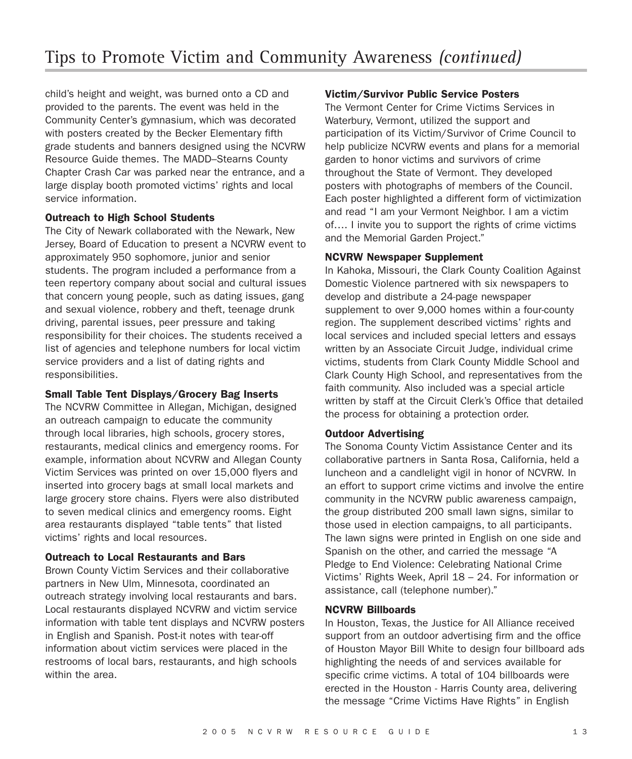# Tips to Promote Victim and Community Awareness *(continued)*

child's height and weight, was burned onto a CD and provided to the parents. The event was held in the Community Center's gymnasium, which was decorated with posters created by the Becker Elementary fifth grade students and banners designed using the NCVRW Resource Guide themes. The MADD–Stearns County Chapter Crash Car was parked near the entrance, and a large display booth promoted victims' rights and local service information.

**Outreach to High School Students**

The City of Newark collaborated with the Newark, New Jersey, Board of Education to present a NCVRW event to approximately 950 sophomore, junior and senior students. The program included a performance from a teen repertory company about social and cultural issues that concern young people, such as dating issues, gang and sexual violence, robbery and theft, teenage drunk driving, parental issues, peer pressure and taking responsibility for their choices. The students received a list of agencies and telephone numbers for local victim service providers and a list of dating rights and responsibilities.

**Small Table Tent Displays/Grocery Bag Inserts**

The NCVRW Committee in Allegan, Michigan, designed an outreach campaign to educate the community through local libraries, high schools, grocery stores, restaurants, medical clinics and emergency rooms. For example, information about NCVRW and Allegan County Victim Services was printed on over 15,000 flyers and inserted into grocery bags at small local markets and large grocery store chains. Flyers were also distributed to seven medical clinics and emergency rooms. Eight area restaurants displayed "table tents" that listed victims' rights and local resources.

**Outreach to Local Restaurants and Bars**

Brown County Victim Services and their collaborative partners in New Ulm, Minnesota, coordinated an outreach strategy involving local restaurants and bars. Local restaurants displayed NCVRW and victim service information with table tent displays and NCVRW posters in English and Spanish. Post-it notes with tear-off information about victim services were placed in the restrooms of local bars, restaurants, and high schools within the area.

**Victim/Survivor Public Service Posters**

The Vermont Center for Crime Victims Services in Waterbury, Vermont, utilized the support and participation of its Victim/Survivor of Crime Council to help publicize NCVRW events and plans for a memorial garden to honor victims and survivors of crime throughout the State of Vermont. They developed posters with photographs of members of the Council. Each poster highlighted a different form of victimization and read "I am your Vermont Neighbor. I am a victim of…. I invite you to support the rights of crime victims and the Memorial Garden Project."

**NCVRW Newspaper Supplement**

In Kahoka, Missouri, the Clark County Coalition Against Domestic Violence partnered with six newspapers to develop and distribute a 24-page newspaper supplement to over 9,000 homes within a four-county region. The supplement described victims' rights and local services and included special letters and essays written by an Associate Circuit Judge, individual crime victims, students from Clark County Middle School and Clark County High School, and representatives from the faith community. Also included was a special article written by staff at the Circuit Clerk's Office that detailed the process for obtaining a protection order.

**Outdoor Advertising**

The Sonoma County Victim Assistance Center and its collaborative partners in Santa Rosa, California, held a luncheon and a candlelight vigil in honor of NCVRW. In an effort to support crime victims and involve the entire community in the NCVRW public awareness campaign, the group distributed 200 small lawn signs, similar to those used in election campaigns, to all participants. The lawn signs were printed in English on one side and Spanish on the other, and carried the message "A Pledge to End Violence: Celebrating National Crime Victims' Rights Week, April 18 – 24. For information or assistance, call (telephone number)."

**NCVRW Billboards**

In Houston, Texas, the Justice for All Alliance received support from an outdoor advertising firm and the office of Houston Mayor Bill White to design four billboard ads highlighting the needs of and services available for specific crime victims. A total of 104 billboards were erected in the Houston - Harris County area, delivering the message "Crime Victims Have Rights" in English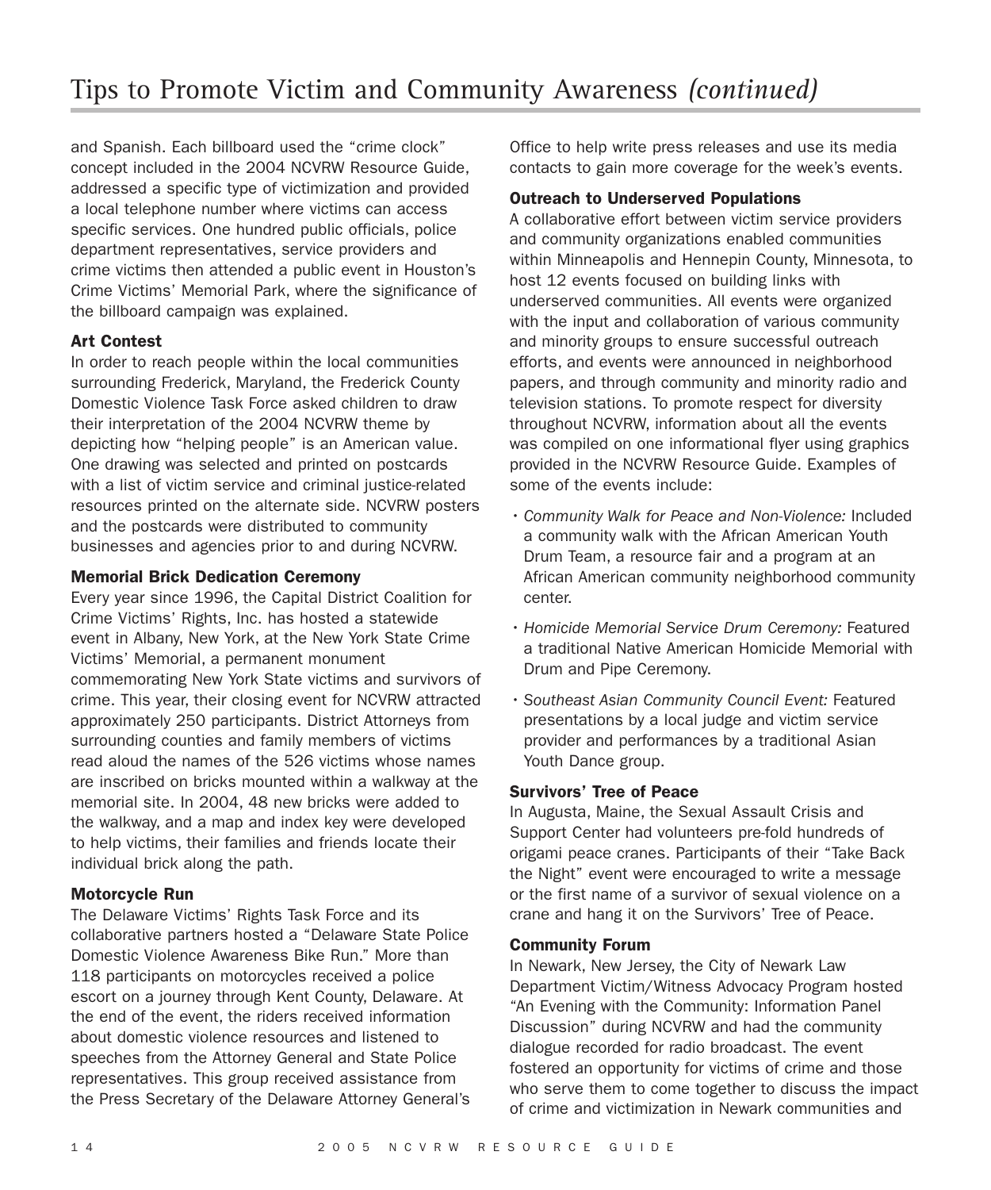# Tips to Promote Victim and Community Awareness *(continued)*

and Spanish. Each billboard used the "crime clock" concept included in the 2004 NCVRW Resource Guide, addressed a specific type of victimization and provided a local telephone number where victims can access specific services. One hundred public officials, police department representatives, service providers and crime victims then attended a public event in Houston's Crime Victims' Memorial Park, where the significance of the billboard campaign was explained.

**Art Contest**

In order to reach people within the local communities surrounding Frederick, Maryland, the Frederick County Domestic Violence Task Force asked children to draw their interpretation of the 2004 NCVRW theme by depicting how "helping people" is an American value. One drawing was selected and printed on postcards with a list of victim service and criminal justice-related resources printed on the alternate side. NCVRW posters and the postcards were distributed to community businesses and agencies prior to and during NCVRW.

**Memorial Brick Dedication Ceremony**

Every year since 1996, the Capital District Coalition for Crime Victims' Rights, Inc. has hosted a statewide event in Albany, New York, at the New York State Crime Victims' Memorial, a permanent monument commemorating New York State victims and survivors of crime. This year, their closing event for NCVRW attracted approximately 250 participants. District Attorneys from surrounding counties and family members of victims read aloud the names of the 526 victims whose names are inscribed on bricks mounted within a walkway at the memorial site. In 2004, 48 new bricks were added to the walkway, and a map and index key were developed to help victims, their families and friends locate their individual brick along the path.

**Motorcycle Run**

The Delaware Victims' Rights Task Force and its collaborative partners hosted a "Delaware State Police Domestic Violence Awareness Bike Run." More than 118 participants on motorcycles received a police escort on a journey through Kent County, Delaware. At the end of the event, the riders received information about domestic violence resources and listened to speeches from the Attorney General and State Police representatives. This group received assistance from the Press Secretary of the Delaware Attorney General's Office to help write press releases and use its media contacts to gain more coverage for the week's events.

**Outreach to Underserved Populations**

A collaborative effort between victim service providers and community organizations enabled communities within Minneapolis and Hennepin County, Minnesota, to host 12 events focused on building links with underserved communities. All events were organized with the input and collaboration of various community and minority groups to ensure successful outreach efforts, and events were announced in neighborhood papers, and through community and minority radio and television stations. To promote respect for diversity throughout NCVRW, information about all the events was compiled on one informational flyer using graphics provided in the NCVRW Resource Guide. Examples of some of the events include:

- *Community Walk for Peace and Non-Violence:* Included a community walk with the African American Youth Drum Team, a resource fair and a program at an African American community neighborhood community center.
- *Homicide Memorial Service Drum Ceremony:* Featured a traditional Native American Homicide Memorial with Drum and Pipe Ceremony.
- *Southeast Asian Community Council Event:* Featured presentations by a local judge and victim service provider and performances by a traditional Asian Youth Dance group.

**Survivors' Tree of Peace**

In Augusta, Maine, the Sexual Assault Crisis and Support Center had volunteers pre-fold hundreds of origami peace cranes. Participants of their "Take Back the Night" event were encouraged to write a message or the first name of a survivor of sexual violence on a crane and hang it on the Survivors' Tree of Peace.

**Community Forum**

In Newark, New Jersey, the City of Newark Law Department Victim/Witness Advocacy Program hosted "An Evening with the Community: Information Panel Discussion" during NCVRW and had the community dialogue recorded for radio broadcast. The event fostered an opportunity for victims of crime and those who serve them to come together to discuss the impact of crime and victimization in Newark communities and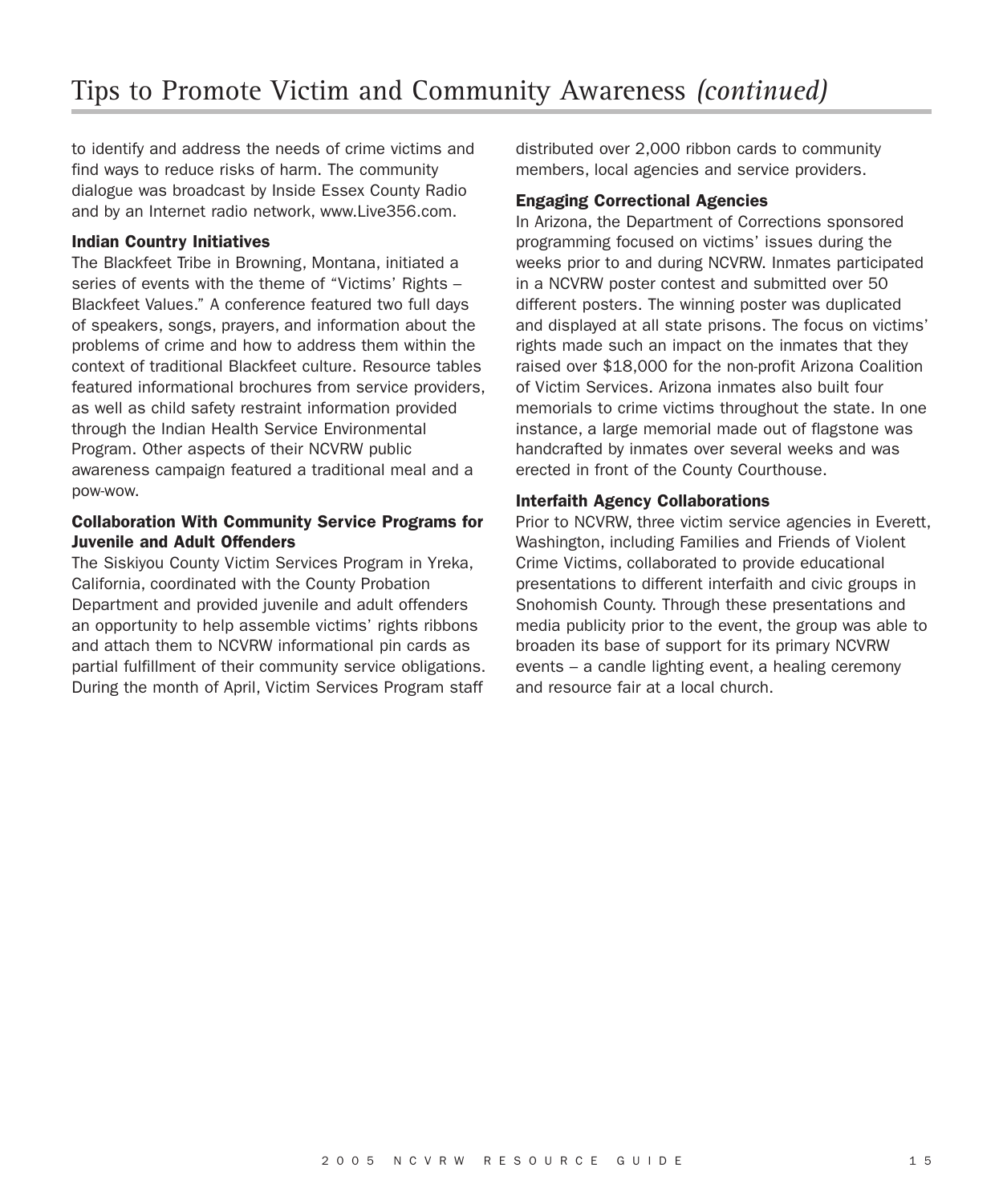# Tips to Promote Victim and Community Awareness *(continued)*

to identify and address the needs of crime victims and find ways to reduce risks of harm. The community dialogue was broadcast by Inside Essex County Radio and by an Internet radio network, www.Live356.com.

**Indian Country Initiatives**

The Blackfeet Tribe in Browning, Montana, initiated a series of events with the theme of "Victims' Rights – Blackfeet Values." A conference featured two full days of speakers, songs, prayers, and information about the problems of crime and how to address them within the context of traditional Blackfeet culture. Resource tables featured informational brochures from service providers, as well as child safety restraint information provided through the Indian Health Service Environmental Program. Other aspects of their NCVRW public awareness campaign featured a traditional meal and a pow-wow.

**Collaboration With Community Service Programs for Juvenile and Adult Offenders**

The Siskiyou County Victim Services Program in Yreka, California, coordinated with the County Probation Department and provided juvenile and adult offenders an opportunity to help assemble victims' rights ribbons and attach them to NCVRW informational pin cards as partial fulfillment of their community service obligations. During the month of April, Victim Services Program staff distributed over 2,000 ribbon cards to community members, local agencies and service providers.

**Engaging Correctional Agencies**

In Arizona, the Department of Corrections sponsored programming focused on victims' issues during the weeks prior to and during NCVRW. Inmates participated in a NCVRW poster contest and submitted over 50 different posters. The winning poster was duplicated and displayed at all state prisons. The focus on victims' rights made such an impact on the inmates that they raised over $18,000 for the non-profit Arizona Coalition of Victim Services. Arizona inmates also built four memorials to crime victims throughout the state. In one instance, a large memorial made out of flagstone was handcrafted by inmates over several weeks and was erected in front of the County Courthouse.

**Interfaith Agency Collaborations**

Prior to NCVRW, three victim service agencies in Everett, Washington, including Families and Friends of Violent Crime Victims, collaborated to provide educational presentations to different interfaith and civic groups in Snohomish County. Through these presentations and media publicity prior to the event, the group was able to broaden its base of support for its primary NCVRW events – a candle lighting event, a healing ceremony and resource fair at a local church.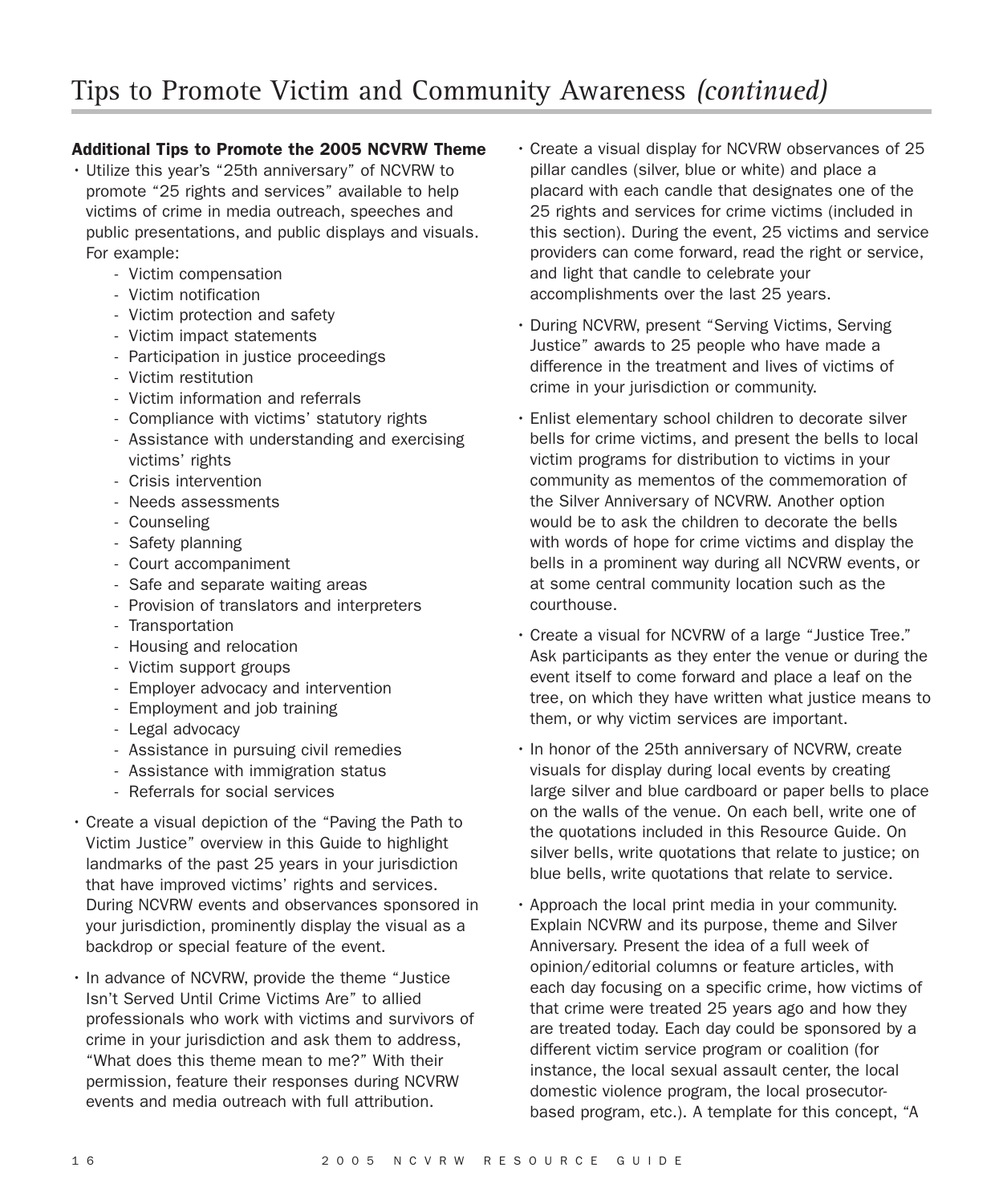# Tips to Promote Victim and Community Awareness *(continued)*

**Additional Tips to Promote the 2005 NCVRW Theme**

- Utilize this year's "25th anniversary" of NCVRW to promote "25 rights and services" available to help victims of crime in media outreach, speeches and public presentations, and public displays and visuals. For example:
  - Victim compensation
  - Victim notification
  - Victim protection and safety
  - Victim impact statements
  - Participation in justice proceedings
  - Victim restitution
  - Victim information and referrals
  - Compliance with victims' statutory rights
  - Assistance with understanding and exercising victims' rights
  - Crisis intervention
  - Needs assessments
  - Counseling
  - Safety planning
  - Court accompaniment
  - Safe and separate waiting areas
  - Provision of translators and interpreters
  - Transportation
  - Housing and relocation
  - Victim support groups
  - Employer advocacy and intervention
  - Employment and job training
  - Legal advocacy
  - Assistance in pursuing civil remedies
  - Assistance with immigration status
  - Referrals for social services
- Create a visual depiction of the "Paving the Path to Victim Justice" overview in this Guide to highlight landmarks of the past 25 years in your jurisdiction that have improved victims' rights and services. During NCVRW events and observances sponsored in your jurisdiction, prominently display the visual as a backdrop or special feature of the event.
- In advance of NCVRW, provide the theme "Justice Isn't Served Until Crime Victims Are" to allied professionals who work with victims and survivors of crime in your jurisdiction and ask them to address, "What does this theme mean to me?" With their permission, feature their responses during NCVRW events and media outreach with full attribution.
- Create a visual display for NCVRW observances of 25 pillar candles (silver, blue or white) and place a placard with each candle that designates one of the 25 rights and services for crime victims (included in this section). During the event, 25 victims and service providers can come forward, read the right or service, and light that candle to celebrate your accomplishments over the last 25 years.
- During NCVRW, present "Serving Victims, Serving Justice" awards to 25 people who have made a difference in the treatment and lives of victims of crime in your jurisdiction or community.
- Enlist elementary school children to decorate silver bells for crime victims, and present the bells to local victim programs for distribution to victims in your community as mementos of the commemoration of the Silver Anniversary of NCVRW. Another option would be to ask the children to decorate the bells with words of hope for crime victims and display the bells in a prominent way during all NCVRW events, or at some central community location such as the courthouse.
- Create a visual for NCVRW of a large "Justice Tree." Ask participants as they enter the venue or during the event itself to come forward and place a leaf on the tree, on which they have written what justice means to them, or why victim services are important.
- In honor of the 25th anniversary of NCVRW, create visuals for display during local events by creating large silver and blue cardboard or paper bells to place on the walls of the venue. On each bell, write one of the quotations included in this Resource Guide. On silver bells, write quotations that relate to justice; on blue bells, write quotations that relate to service.
- Approach the local print media in your community. Explain NCVRW and its purpose, theme and Silver Anniversary. Present the idea of a full week of opinion/editorial columns or feature articles, with each day focusing on a specific crime, how victims of that crime were treated 25 years ago and how they are treated today. Each day could be sponsored by a different victim service program or coalition (for instance, the local sexual assault center, the local domestic violence program, the local prosecutor-based program, etc.). A template for this concept, "A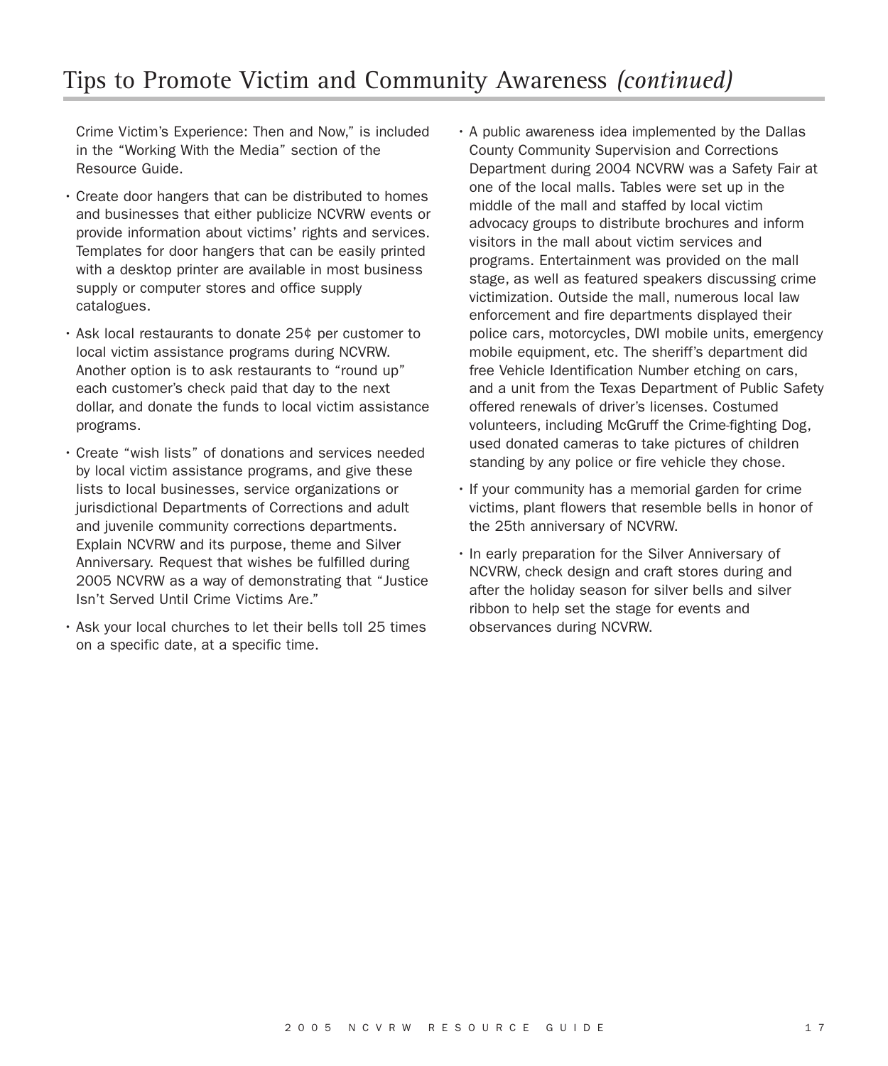# Tips to Promote Victim and Community Awareness *(continued)*

Crime Victim's Experience: Then and Now," is included in the "Working With the Media" section of the Resource Guide.

- Create door hangers that can be distributed to homes and businesses that either publicize NCVRW events or provide information about victims' rights and services. Templates for door hangers that can be easily printed with a desktop printer are available in most business supply or computer stores and office supply catalogues.
- Ask local restaurants to donate 25¢ per customer to local victim assistance programs during NCVRW. Another option is to ask restaurants to "round up" each customer's check paid that day to the next dollar, and donate the funds to local victim assistance programs.
- Create "wish lists" of donations and services needed by local victim assistance programs, and give these lists to local businesses, service organizations or jurisdictional Departments of Corrections and adult and juvenile community corrections departments. Explain NCVRW and its purpose, theme and Silver Anniversary. Request that wishes be fulfilled during 2005 NCVRW as a way of demonstrating that "Justice Isn't Served Until Crime Victims Are."
- Ask your local churches to let their bells toll 25 times on a specific date, at a specific time.
- A public awareness idea implemented by the Dallas County Community Supervision and Corrections Department during 2004 NCVRW was a Safety Fair at one of the local malls. Tables were set up in the middle of the mall and staffed by local victim advocacy groups to distribute brochures and inform visitors in the mall about victim services and programs. Entertainment was provided on the mall stage, as well as featured speakers discussing crime victimization. Outside the mall, numerous local law enforcement and fire departments displayed their police cars, motorcycles, DWI mobile units, emergency mobile equipment, etc. The sheriff's department did free Vehicle Identification Number etching on cars, and a unit from the Texas Department of Public Safety offered renewals of driver's licenses. Costumed volunteers, including McGruff the Crime-fighting Dog, used donated cameras to take pictures of children standing by any police or fire vehicle they chose.
- If your community has a memorial garden for crime victims, plant flowers that resemble bells in honor of the 25th anniversary of NCVRW.
- In early preparation for the Silver Anniversary of NCVRW, check design and craft stores during and after the holiday season for silver bells and silver ribbon to help set the stage for events and observances during NCVRW.